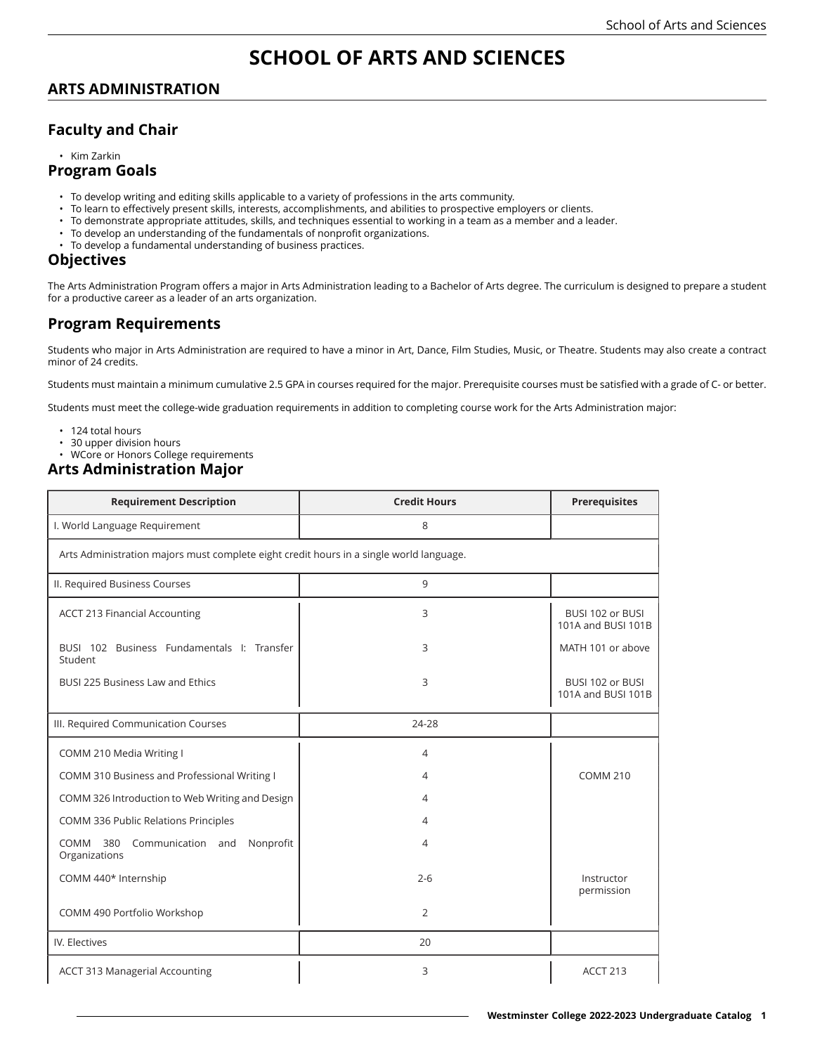# SCHOOL OF ARTS AND SCIENCES

## ARTS ADMINISTRATION

### Faculty and Chair

- Kim Zarkin

### Program Goals

- To develop writing and editing skills applicable to a variety of professions in the arts community.
- To learn to effectively present skills, interests, accomplishments, and abilities to prospective employers or clients.
- To demonstrate appropriate attitudes, skills, and techniques essential to working in a team as a member and a leader.
- To develop an understanding of the fundamentals of nonprofit organizations.
- To develop a fundamental understanding of business practices.

### Objectives

The Arts Administration Program offers a major in Arts Administration leading to a Bachelor of Arts degree. The curriculum is designed to prepare a student for a productive career as a leader of an arts organization.

### Program Requirements

Students who major in Arts Administration are required to have a minor in Art, Dance, Film Studies, Music, or Theatre. Students may also create a contract minor of 24 credits.

Students must maintain a minimum cumulative 2.5 GPA in courses required for the major. Prerequisite courses must be satisfied with a grade of C- or better.

Students must meet the college-wide graduation requirements in addition to completing course work for the Arts Administration major:

- 124 total hours
- 30 upper division hours
- WCore or Honors College requirements

### Arts Administration Major

| Requirement Description | Credit Hours | Prerequisites |
|---|---|---|
| I. World Language Requirement | 8 | |
| Arts Administration majors must complete eight credit hours in a single world language. | | |
| II. Required Business Courses | 9 | |
| ACCT 213 Financial Accounting | 3 | BUSI 102 or BUSI 101A and BUSI 101B |
| BUSI 102 Business Fundamentals I: Transfer Student | 3 | MATH 101 or above |
| BUSI 225 Business Law and Ethics | 3 | BUSI 102 or BUSI 101A and BUSI 101B |
| III. Required Communication Courses | 24-28 | |
| COMM 210 Media Writing I | 4 | |
| COMM 310 Business and Professional Writing I | 4 | COMM 210 |
| COMM 326 Introduction to Web Writing and Design | 4 | |
| COMM 336 Public Relations Principles | 4 | |
| COMM 380 Communication and Nonprofit Organizations | 4 | |
| COMM 440* Internship | 2-6 | Instructor permission |
| COMM 490 Portfolio Workshop | 2 | |
| IV. Electives | 20 | |
| ACCT 313 Managerial Accounting | 3 | ACCT 213 |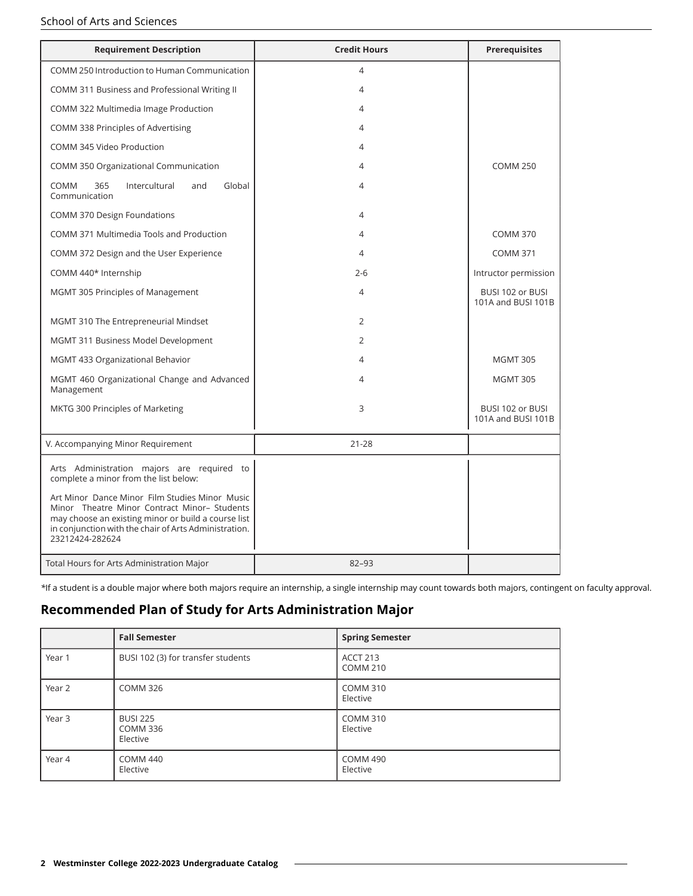| Requirement Description | Credit Hours | Prerequisites |
|---|---|---|
| COMM 250 Introduction to Human Communication | 4 | |
| COMM 311 Business and Professional Writing II | 4 | |
| COMM 322 Multimedia Image Production | 4 | |
| COMM 338 Principles of Advertising | 4 | |
| COMM 345 Video Production | 4 | |
| COMM 350 Organizational Communication | 4 | COMM 250 |
| COMM 365 Intercultural and Global Communication | 4 | |
| COMM 370 Design Foundations | 4 | |
| COMM 371 Multimedia Tools and Production | 4 | COMM 370 |
| COMM 372 Design and the User Experience | 4 | COMM 371 |
| COMM 440* Internship | 2-6 | Intructor permission |
| MGMT 305 Principles of Management | 4 | BUSI 102 or BUSI 101A and BUSI 101B |
| MGMT 310 The Entrepreneurial Mindset | 2 | |
| MGMT 311 Business Model Development | 2 | |
| MGMT 433 Organizational Behavior | 4 | MGMT 305 |
| MGMT 460 Organizational Change and Advanced Management | 4 | MGMT 305 |
| MKTG 300 Principles of Marketing | 3 | BUSI 102 or BUSI 101A and BUSI 101B |
| V. Accompanying Minor Requirement | 21-28 | |
| Arts Administration majors are required to complete a minor from the list below:<br><br>Art Minor Dance Minor Film Studies Minor Music Minor Theatre Minor Contract Minor– Students may choose an existing minor or build a course list in conjunction with the chair of Arts Administration. 23212424-282624 | | |
| Total Hours for Arts Administration Major | 82–93 | |

*If a student is a double major where both majors require an internship, a single internship may count towards both majors, contingent on faculty approval.

## Recommended Plan of Study for Arts Administration Major

| | Fall Semester | Spring Semester |
|---|---|---|
| Year 1 | BUSI 102 (3) for transfer students | ACCT 213<br>COMM 210 |
| Year 2 | COMM 326 | COMM 310<br>Elective |
| Year 3 | BUSI 225<br>COMM 336<br>Elective | COMM 310<br>Elective |
| Year 4 | COMM 440<br>Elective | COMM 490<br>Elective |